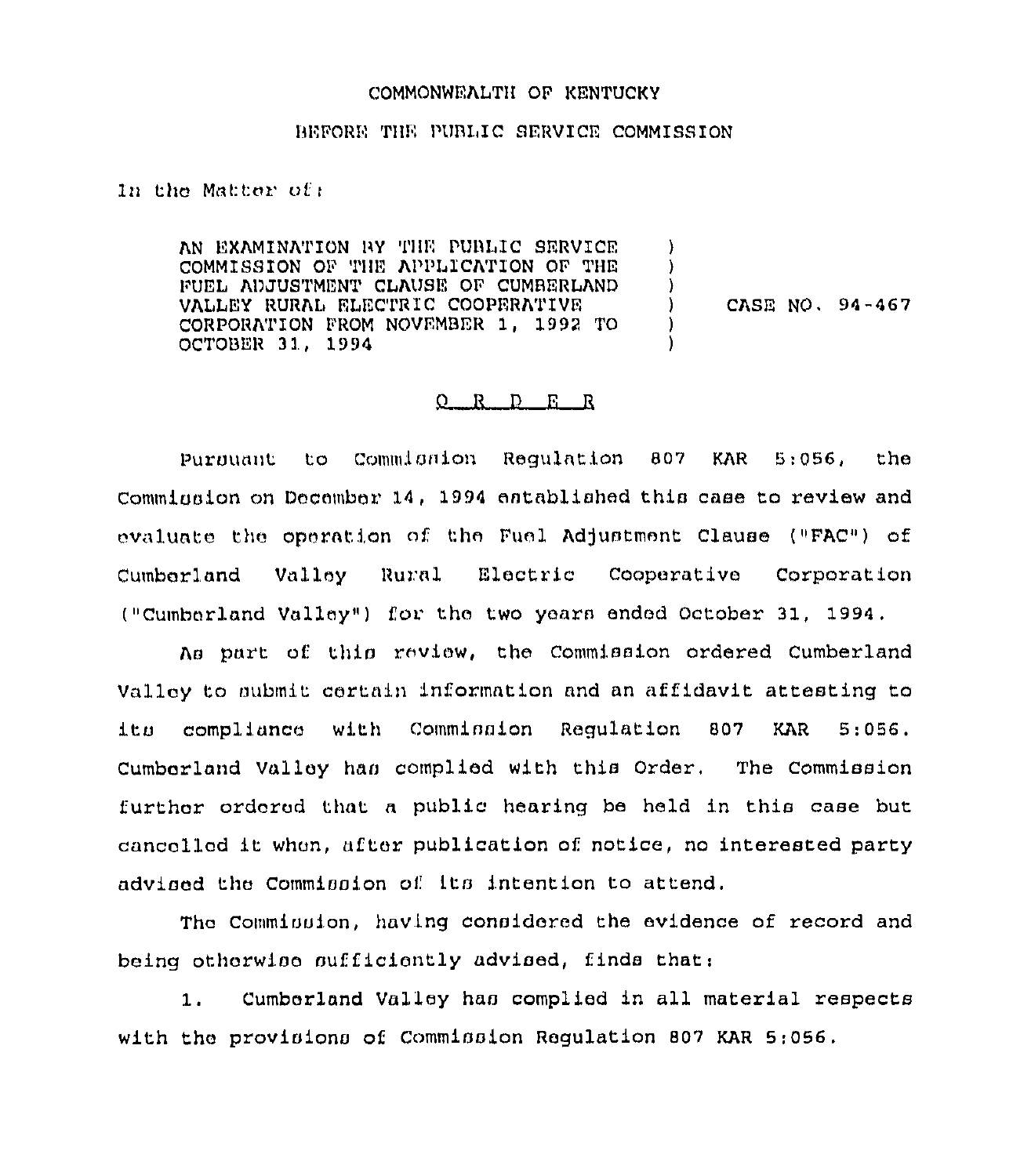COMMONWEALTH OF KENTUCKY

BEFORE THE PUBLIC SERVICE COMMISSION

In the Matter of:

| | | |
|---|---|---|
| AN EXAMINATION BY THE PUBLIC SERVICE COMMISSION OF THE APPLICATION OF THE FUEL ADJUSTMENT CLAUSE OF CUMBERLAND VALLEY RURAL ELECTRIC COOPERATIVE CORPORATION FROM NOVEMBER 1, 1992 TO OCTOBER 31, 1994 | ) | CASE NO. 94-467 |

O R D E R

Pursuant to Commission Regulation 807 KAR 5:056, the Commission on December 14, 1994 established this case to review and evaluate the operation of the Fuel Adjustment Clause ("FAC") of Cumberland Valley Rural Electric Cooperative Corporation ("Cumberland Valley") for the two years ended October 31, 1994.

As part of this review, the Commission ordered Cumberland Valley to submit certain information and an affidavit attesting to its compliance with Commission Regulation 807 KAR 5:056. Cumberland Valley has complied with this Order. The Commission further ordered that a public hearing be held in this case but cancelled it when, after publication of notice, no interested party advised the Commission of its intention to attend.

The Commission, having considered the evidence of record and being otherwise sufficiently advised, finds that:

1. Cumberland Valley has complied in all material respects with the provisions of Commission Regulation 807 KAR 5:056.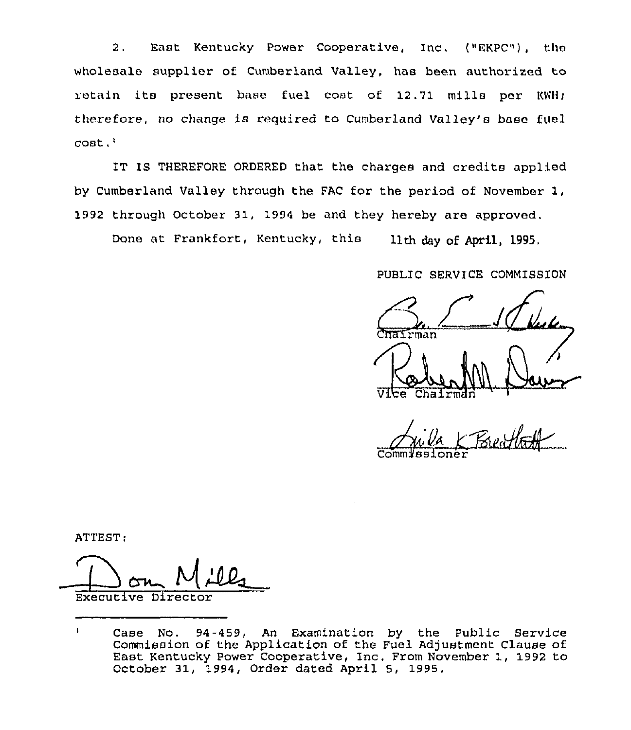2. East Kentucky Power Cooperative, Inc. ("EKPC"), the wholesale supplier of Cumberland Valley, has been authorized to retain its present base fuel cost of 12.71 mills per KWH; therefore, no change is required to Cumberland Valley's base fuel cost.[1]

IT IS THEREFORE ORDERED that the charges and credits applied by Cumberland Valley through the FAC for the period of November 1, 1992 through October 31, 1994 be and they hereby are approved.

Done at Frankfort, Kentucky, this 11th day of April, 1995.

PUBLIC SERVICE COMMISSION

Chairman

Vice Chairman

Commissioner

ATTEST:

Executive Director

---

[1] Case No. 94-459, An Examination by the Public Service Commission of the Application of the Fuel Adjustment Clause of East Kentucky Power Cooperative, Inc. From November 1, 1992 to October 31, 1994, Order dated April 5, 1995.